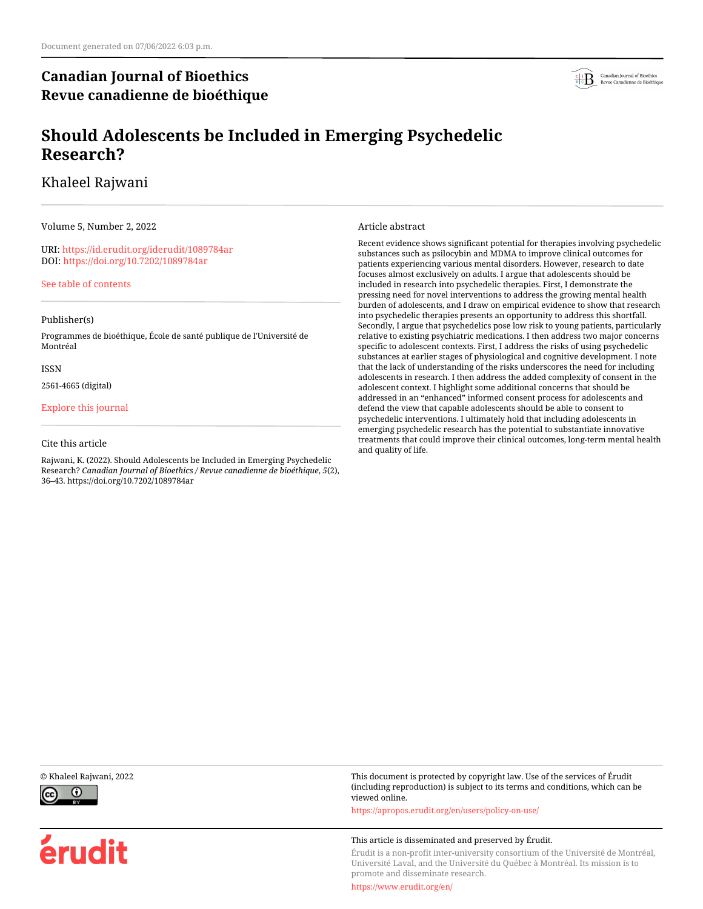Document generated on 07/06/2022 6:03 p.m.

**Canadian Journal of Bioethics**
**Revue canadienne de bioéthique**

# Should Adolescents be Included in Emerging Psychedelic Research?

Khaleel Rajwani

Volume 5, Number 2, 2022

URI: https://id.erudit.org/iderudit/1089784ar
DOI: https://doi.org/10.7202/1089784ar

See table of contents

Publisher(s)

Programmes de bioéthique, École de santé publique de l'Université de Montréal

ISSN

2561-4665 (digital)

Explore this journal

Cite this article

Rajwani, K. (2022). Should Adolescents be Included in Emerging Psychedelic Research? *Canadian Journal of Bioethics / Revue canadienne de bioéthique*, *5*(2), 36–43. https://doi.org/10.7202/1089784ar

Article abstract

Recent evidence shows significant potential for therapies involving psychedelic substances such as psilocybin and MDMA to improve clinical outcomes for patients experiencing various mental disorders. However, research to date focuses almost exclusively on adults. I argue that adolescents should be included in research into psychedelic therapies. First, I demonstrate the pressing need for novel interventions to address the growing mental health burden of adolescents, and I draw on empirical evidence to show that research into psychedelic therapies presents an opportunity to address this shortfall. Secondly, I argue that psychedelics pose low risk to young patients, particularly relative to existing psychiatric medications. I then address two major concerns specific to adolescent contexts. First, I address the risks of using psychedelic substances at earlier stages of physiological and cognitive development. I note that the lack of understanding of the risks underscores the need for including adolescents in research. I then address the added complexity of consent in the adolescent context. I highlight some additional concerns that should be addressed in an "enhanced" informed consent process for adolescents and defend the view that capable adolescents should be able to consent to psychedelic interventions. I ultimately hold that including adolescents in emerging psychedelic research has the potential to substantiate innovative treatments that could improve their clinical outcomes, long-term mental health and quality of life.

© Khaleel Rajwani, 2022

This document is protected by copyright law. Use of the services of Érudit (including reproduction) is subject to its terms and conditions, which can be viewed online.

https://apropos.erudit.org/en/users/policy-on-use/

This article is disseminated and preserved by Érudit.

Érudit is a non-profit inter-university consortium of the Université de Montréal, Université Laval, and the Université du Québec à Montréal. Its mission is to promote and disseminate research.

https://www.erudit.org/en/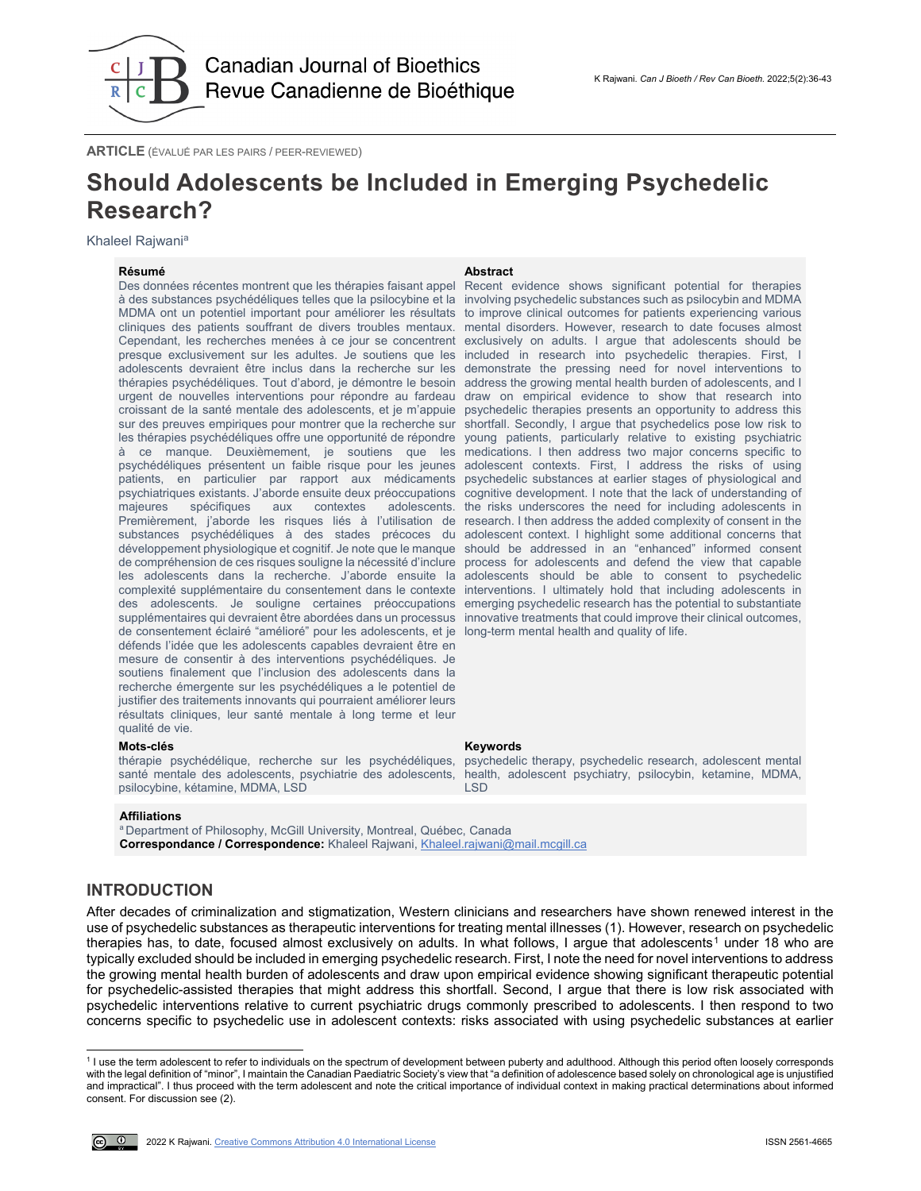# Should Adolescents be Included in Emerging Psychedelic Research?

Khaleel Rajwani[a]

**ARTICLE** (ÉVALUÉ PAR LES PAIRS / PEER-REVIEWED)

## Résumé

Des données récentes montrent que les thérapies faisant appel à des substances psychédéliques telles que la psilocybine et la MDMA ont un potentiel important pour améliorer les résultats cliniques des patients souffrant de divers troubles mentaux. Cependant, les recherches menées à ce jour se concentrent presque exclusivement sur les adultes. Je soutiens que les adolescents devraient être inclus dans la recherche sur les thérapies psychédéliques. Tout d'abord, je démontre le besoin urgent de nouvelles interventions pour répondre au fardeau croissant de la santé mentale des adolescents, et je m'appuie sur des preuves empiriques pour montrer que la recherche sur les thérapies psychédéliques offre une opportunité de répondre à ce manque. Deuxièmement, je soutiens que les psychédéliques présentent un faible risque pour les jeunes patients, en particulier par rapport aux médicaments psychiatriques existants. J'aborde ensuite deux préoccupations majeures spécifiques aux contextes adolescents. Premièrement, j'aborde les risques liés à l'utilisation de substances psychédéliques à des stades précoces du développement physiologique et cognitif. Je note que le manque de compréhension de ces risques souligne la nécessité d'inclure les adolescents dans la recherche. J'aborde ensuite la complexité supplémentaire du consentement dans le contexte des adolescents. Je souligne certaines préoccupations supplémentaires qui devraient être abordées dans un processus de consentement éclairé "amélioré" pour les adolescents, et je défends l'idée que les adolescents capables devraient être en mesure de consentir à des interventions psychédéliques. Je soutiens finalement que l'inclusion des adolescents dans la recherche émergente sur les psychédéliques a le potentiel de justifier des traitements innovants qui pourraient améliorer leurs résultats cliniques, leur santé mentale à long terme et leur qualité de vie.

## Abstract

Recent evidence shows significant potential for therapies involving psychedelic substances such as psilocybin and MDMA to improve clinical outcomes for patients experiencing various mental disorders. However, research to date focuses almost exclusively on adults. I argue that adolescents should be included in research into psychedelic therapies. First, I demonstrate the pressing need for novel interventions to address the growing mental health burden of adolescents, and I draw on empirical evidence to show that research into psychedelic therapies presents an opportunity to address this shortfall. Secondly, I argue that psychedelics pose low risk to young patients, particularly relative to existing psychiatric medications. I then address two major concerns specific to adolescent contexts. First, I address the risks of using psychedelic substances at earlier stages of physiological and cognitive development. I note that the lack of understanding of the risks underscores the need for including adolescents in research. I then address the added complexity of consent in the adolescent context. I highlight some additional concerns that should be addressed in an "enhanced" informed consent process for adolescents and defend the view that capable adolescents should be able to consent to psychedelic interventions. I ultimately hold that including adolescents in emerging psychedelic research has the potential to substantiate innovative treatments that could improve their clinical outcomes, long-term mental health and quality of life.

**Mots-clés**

thérapie psychédélique, recherche sur les psychédéliques, santé mentale des adolescents, psychiatrie des adolescents, psilocybine, kétamine, MDMA, LSD

**Keywords**

psychedelic therapy, psychedelic research, adolescent mental health, adolescent psychiatry, psilocybin, ketamine, MDMA, LSD

**Affiliations**

[a] Department of Philosophy, McGill University, Montreal, Québec, Canada

**Correspondance / Correspondence:** Khaleel Rajwani, Khaleel.rajwani@mail.mcgill.ca

## INTRODUCTION

After decades of criminalization and stigmatization, Western clinicians and researchers have shown renewed interest in the use of psychedelic substances as therapeutic interventions for treating mental illnesses (1). However, research on psychedelic therapies has, to date, focused almost exclusively on adults. In what follows, I argue that adolescents[1] under 18 who are typically excluded should be included in emerging psychedelic research. First, I note the need for novel interventions to address the growing mental health burden of adolescents and draw upon empirical evidence showing significant therapeutic potential for psychedelic-assisted therapies that might address this shortfall. Second, I argue that there is low risk associated with psychedelic interventions relative to current psychiatric drugs commonly prescribed to adolescents. I then respond to two concerns specific to psychedelic use in adolescent contexts: risks associated with using psychedelic substances at earlier

[1] I use the term adolescent to refer to individuals on the spectrum of development between puberty and adulthood. Although this period often loosely corresponds with the legal definition of "minor", I maintain the Canadian Paediatric Society's view that "a definition of adolescence based solely on chronological age is unjustified and impractical". I thus proceed with the term adolescent and note the critical importance of individual context in making practical determinations about informed consent. For discussion see (2).

2022 K Rajwani. Creative Commons Attribution 4.0 International License

ISSN 2561-4665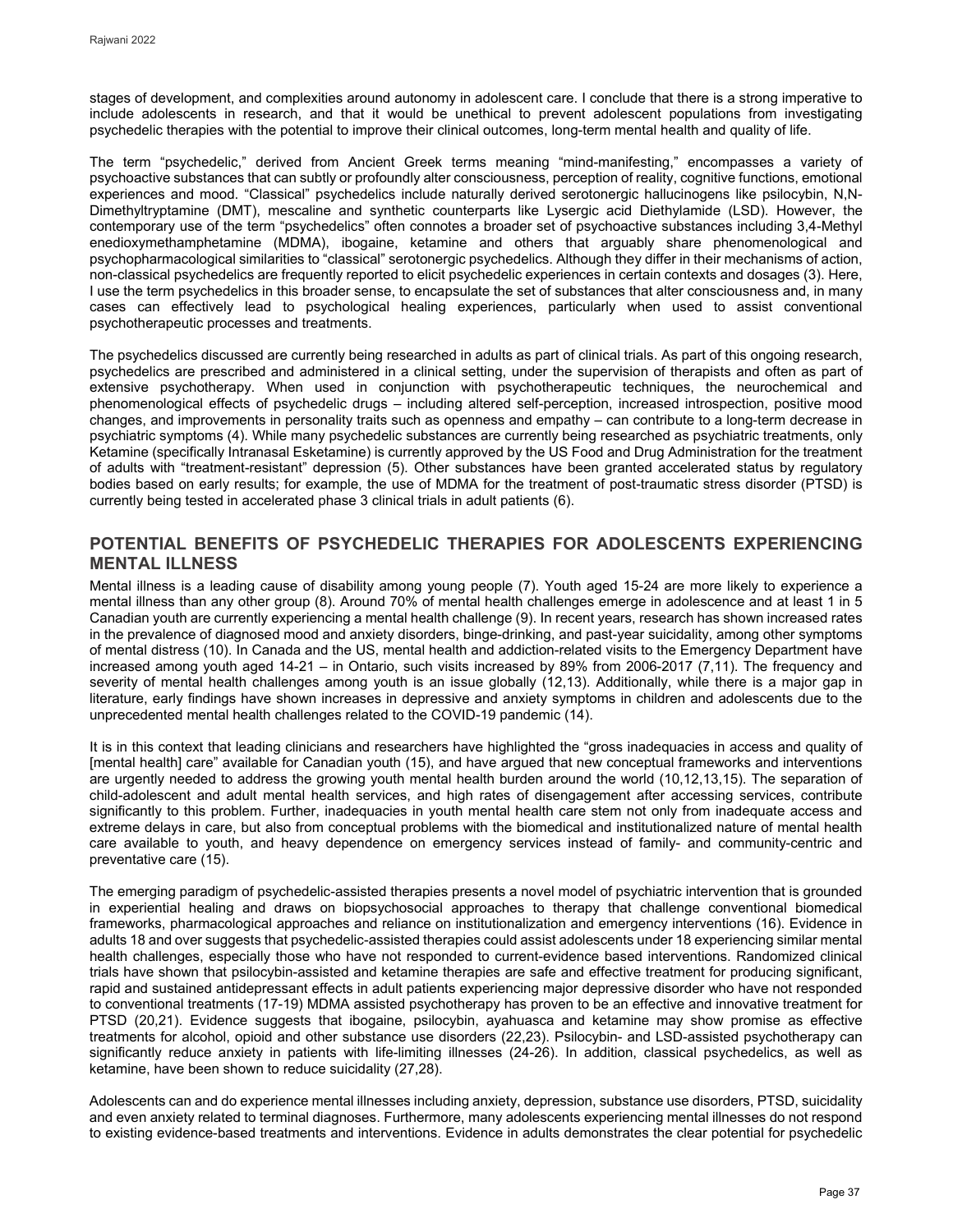stages of development, and complexities around autonomy in adolescent care. I conclude that there is a strong imperative to include adolescents in research, and that it would be unethical to prevent adolescent populations from investigating psychedelic therapies with the potential to improve their clinical outcomes, long-term mental health and quality of life.

The term "psychedelic," derived from Ancient Greek terms meaning "mind-manifesting," encompasses a variety of psychoactive substances that can subtly or profoundly alter consciousness, perception of reality, cognitive functions, emotional experiences and mood. "Classical" psychedelics include naturally derived serotonergic hallucinogens like psilocybin, N,N-Dimethyltryptamine (DMT), mescaline and synthetic counterparts like Lysergic acid Diethylamide (LSD). However, the contemporary use of the term "psychedelics" often connotes a broader set of psychoactive substances including 3,4-Methyl enedioxymethamphetamine (MDMA), ibogaine, ketamine and others that arguably share phenomenological and psychopharmacological similarities to "classical" serotonergic psychedelics. Although they differ in their mechanisms of action, non-classical psychedelics are frequently reported to elicit psychedelic experiences in certain contexts and dosages (3). Here, I use the term psychedelics in this broader sense, to encapsulate the set of substances that alter consciousness and, in many cases can effectively lead to psychological healing experiences, particularly when used to assist conventional psychotherapeutic processes and treatments.

The psychedelics discussed are currently being researched in adults as part of clinical trials. As part of this ongoing research, psychedelics are prescribed and administered in a clinical setting, under the supervision of therapists and often as part of extensive psychotherapy. When used in conjunction with psychotherapeutic techniques, the neurochemical and phenomenological effects of psychedelic drugs – including altered self-perception, increased introspection, positive mood changes, and improvements in personality traits such as openness and empathy – can contribute to a long-term decrease in psychiatric symptoms (4). While many psychedelic substances are currently being researched as psychiatric treatments, only Ketamine (specifically Intranasal Esketamine) is currently approved by the US Food and Drug Administration for the treatment of adults with "treatment-resistant" depression (5). Other substances have been granted accelerated status by regulatory bodies based on early results; for example, the use of MDMA for the treatment of post-traumatic stress disorder (PTSD) is currently being tested in accelerated phase 3 clinical trials in adult patients (6).

## POTENTIAL BENEFITS OF PSYCHEDELIC THERAPIES FOR ADOLESCENTS EXPERIENCING MENTAL ILLNESS

Mental illness is a leading cause of disability among young people (7). Youth aged 15-24 are more likely to experience a mental illness than any other group (8). Around 70% of mental health challenges emerge in adolescence and at least 1 in 5 Canadian youth are currently experiencing a mental health challenge (9). In recent years, research has shown increased rates in the prevalence of diagnosed mood and anxiety disorders, binge-drinking, and past-year suicidality, among other symptoms of mental distress (10). In Canada and the US, mental health and addiction-related visits to the Emergency Department have increased among youth aged 14-21 – in Ontario, such visits increased by 89% from 2006-2017 (7,11). The frequency and severity of mental health challenges among youth is an issue globally (12,13). Additionally, while there is a major gap in literature, early findings have shown increases in depressive and anxiety symptoms in children and adolescents due to the unprecedented mental health challenges related to the COVID-19 pandemic (14).

It is in this context that leading clinicians and researchers have highlighted the "gross inadequacies in access and quality of [mental health] care" available for Canadian youth (15), and have argued that new conceptual frameworks and interventions are urgently needed to address the growing youth mental health burden around the world (10,12,13,15). The separation of child-adolescent and adult mental health services, and high rates of disengagement after accessing services, contribute significantly to this problem. Further, inadequacies in youth mental health care stem not only from inadequate access and extreme delays in care, but also from conceptual problems with the biomedical and institutionalized nature of mental health care available to youth, and heavy dependence on emergency services instead of family- and community-centric and preventative care (15).

The emerging paradigm of psychedelic-assisted therapies presents a novel model of psychiatric intervention that is grounded in experiential healing and draws on biopsychosocial approaches to therapy that challenge conventional biomedical frameworks, pharmacological approaches and reliance on institutionalization and emergency interventions (16). Evidence in adults 18 and over suggests that psychedelic-assisted therapies could assist adolescents under 18 experiencing similar mental health challenges, especially those who have not responded to current-evidence based interventions. Randomized clinical trials have shown that psilocybin-assisted and ketamine therapies are safe and effective treatment for producing significant, rapid and sustained antidepressant effects in adult patients experiencing major depressive disorder who have not responded to conventional treatments (17-19) MDMA assisted psychotherapy has proven to be an effective and innovative treatment for PTSD (20,21). Evidence suggests that ibogaine, psilocybin, ayahuasca and ketamine may show promise as effective treatments for alcohol, opioid and other substance use disorders (22,23). Psilocybin- and LSD-assisted psychotherapy can significantly reduce anxiety in patients with life-limiting illnesses (24-26). In addition, classical psychedelics, as well as ketamine, have been shown to reduce suicidality (27,28).

Adolescents can and do experience mental illnesses including anxiety, depression, substance use disorders, PTSD, suicidality and even anxiety related to terminal diagnoses. Furthermore, many adolescents experiencing mental illnesses do not respond to existing evidence-based treatments and interventions. Evidence in adults demonstrates the clear potential for psychedelic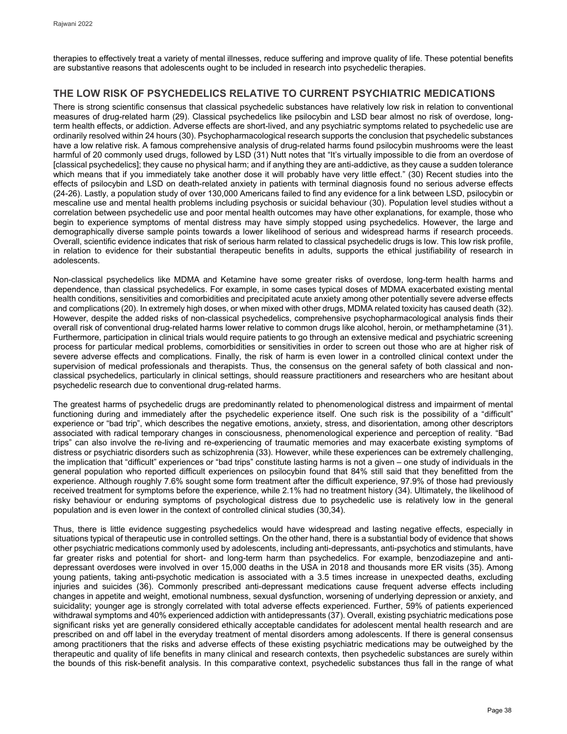therapies to effectively treat a variety of mental illnesses, reduce suffering and improve quality of life. These potential benefits are substantive reasons that adolescents ought to be included in research into psychedelic therapies.

## THE LOW RISK OF PSYCHEDELICS RELATIVE TO CURRENT PSYCHIATRIC MEDICATIONS

There is strong scientific consensus that classical psychedelic substances have relatively low risk in relation to conventional measures of drug-related harm (29). Classical psychedelics like psilocybin and LSD bear almost no risk of overdose, long-term health effects, or addiction. Adverse effects are short-lived, and any psychiatric symptoms related to psychedelic use are ordinarily resolved within 24 hours (30). Psychopharmacological research supports the conclusion that psychedelic substances have a low relative risk. A famous comprehensive analysis of drug-related harms found psilocybin mushrooms were the least harmful of 20 commonly used drugs, followed by LSD (31) Nutt notes that "It's virtually impossible to die from an overdose of [classical psychedelics]; they cause no physical harm; and if anything they are anti-addictive, as they cause a sudden tolerance which means that if you immediately take another dose it will probably have very little effect." (30) Recent studies into the effects of psilocybin and LSD on death-related anxiety in patients with terminal diagnosis found no serious adverse effects (24-26). Lastly, a population study of over 130,000 Americans failed to find any evidence for a link between LSD, psilocybin or mescaline use and mental health problems including psychosis or suicidal behaviour (30). Population level studies without a correlation between psychedelic use and poor mental health outcomes may have other explanations, for example, those who begin to experience symptoms of mental distress may have simply stopped using psychedelics. However, the large and demographically diverse sample points towards a lower likelihood of serious and widespread harms if research proceeds. Overall, scientific evidence indicates that risk of serious harm related to classical psychedelic drugs is low. This low risk profile, in relation to evidence for their substantial therapeutic benefits in adults, supports the ethical justifiability of research in adolescents.

Non-classical psychedelics like MDMA and Ketamine have some greater risks of overdose, long-term health harms and dependence, than classical psychedelics. For example, in some cases typical doses of MDMA exacerbated existing mental health conditions, sensitivities and comorbidities and precipitated acute anxiety among other potentially severe adverse effects and complications (20). In extremely high doses, or when mixed with other drugs, MDMA related toxicity has caused death (32). However, despite the added risks of non-classical psychedelics, comprehensive psychopharmacological analysis finds their overall risk of conventional drug-related harms lower relative to common drugs like alcohol, heroin, or methamphetamine (31). Furthermore, participation in clinical trials would require patients to go through an extensive medical and psychiatric screening process for particular medical problems, comorbidities or sensitivities in order to screen out those who are at higher risk of severe adverse effects and complications. Finally, the risk of harm is even lower in a controlled clinical context under the supervision of medical professionals and therapists. Thus, the consensus on the general safety of both classical and non-classical psychedelics, particularly in clinical settings, should reassure practitioners and researchers who are hesitant about psychedelic research due to conventional drug-related harms.

The greatest harms of psychedelic drugs are predominantly related to phenomenological distress and impairment of mental functioning during and immediately after the psychedelic experience itself. One such risk is the possibility of a "difficult" experience or "bad trip", which describes the negative emotions, anxiety, stress, and disorientation, among other descriptors associated with radical temporary changes in consciousness, phenomenological experience and perception of reality. "Bad trips" can also involve the re-living and re-experiencing of traumatic memories and may exacerbate existing symptoms of distress or psychiatric disorders such as schizophrenia (33). However, while these experiences can be extremely challenging, the implication that "difficult" experiences or "bad trips" constitute lasting harms is not a given – one study of individuals in the general population who reported difficult experiences on psilocybin found that 84% still said that they benefitted from the experience. Although roughly 7.6% sought some form treatment after the difficult experience, 97.9% of those had previously received treatment for symptoms before the experience, while 2.1% had no treatment history (34). Ultimately, the likelihood of risky behaviour or enduring symptoms of psychological distress due to psychedelic use is relatively low in the general population and is even lower in the context of controlled clinical studies (30,34).

Thus, there is little evidence suggesting psychedelics would have widespread and lasting negative effects, especially in situations typical of therapeutic use in controlled settings. On the other hand, there is a substantial body of evidence that shows other psychiatric medications commonly used by adolescents, including anti-depressants, anti-psychotics and stimulants, have far greater risks and potential for short- and long-term harm than psychedelics. For example, benzodiazepine and anti-depressant overdoses were involved in over 15,000 deaths in the USA in 2018 and thousands more ER visits (35). Among young patients, taking anti-psychotic medication is associated with a 3.5 times increase in unexpected deaths, excluding injuries and suicides (36). Commonly prescribed anti-depressant medications cause frequent adverse effects including changes in appetite and weight, emotional numbness, sexual dysfunction, worsening of underlying depression or anxiety, and suicidality; younger age is strongly correlated with total adverse effects experienced. Further, 59% of patients experienced withdrawal symptoms and 40% experienced addiction with antidepressants (37). Overall, existing psychiatric medications pose significant risks yet are generally considered ethically acceptable candidates for adolescent mental health research and are prescribed on and off label in the everyday treatment of mental disorders among adolescents. If there is general consensus among practitioners that the risks and adverse effects of these existing psychiatric medications may be outweighed by the therapeutic and quality of life benefits in many clinical and research contexts, then psychedelic substances are surely within the bounds of this risk-benefit analysis. In this comparative context, psychedelic substances thus fall in the range of what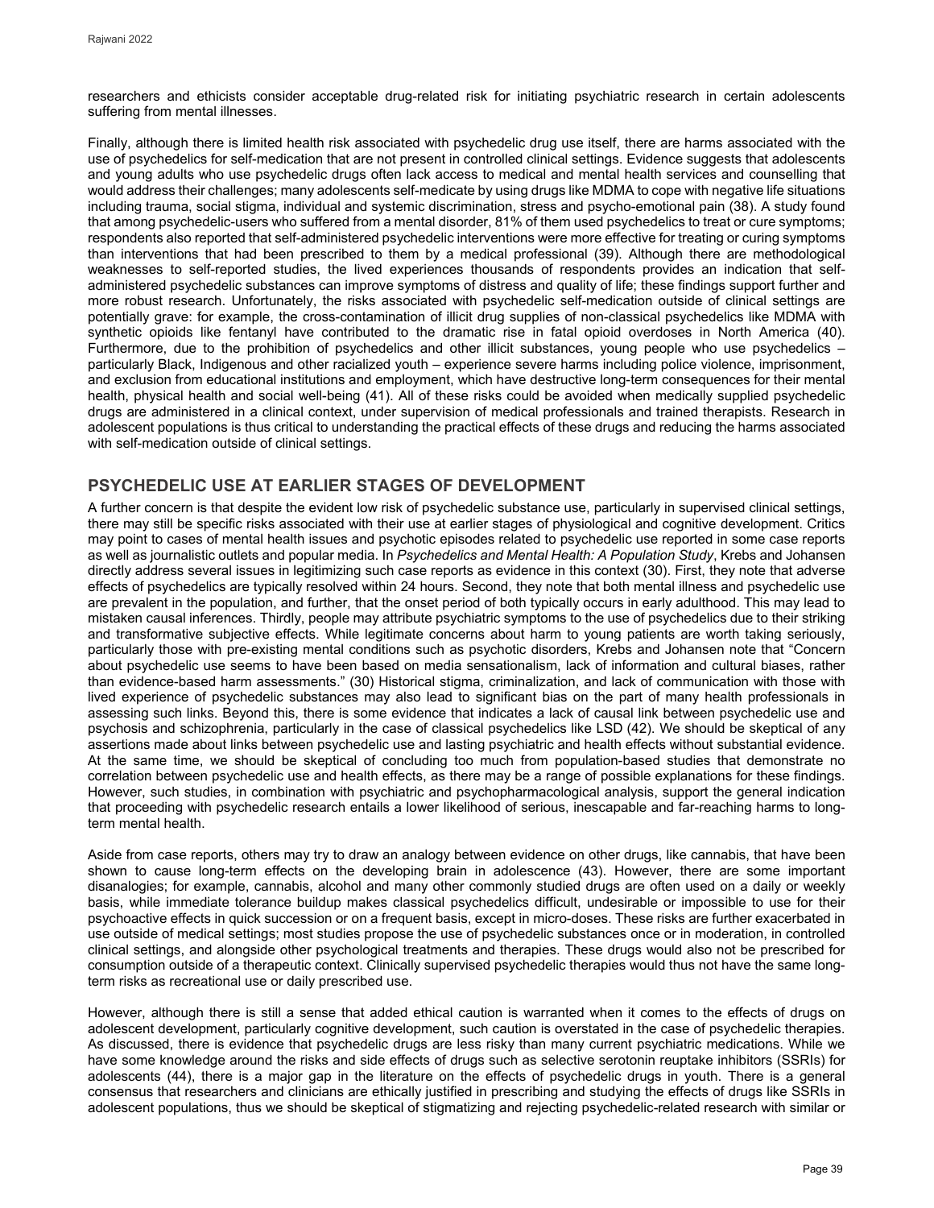researchers and ethicists consider acceptable drug-related risk for initiating psychiatric research in certain adolescents suffering from mental illnesses.

Finally, although there is limited health risk associated with psychedelic drug use itself, there are harms associated with the use of psychedelics for self-medication that are not present in controlled clinical settings. Evidence suggests that adolescents and young adults who use psychedelic drugs often lack access to medical and mental health services and counselling that would address their challenges; many adolescents self-medicate by using drugs like MDMA to cope with negative life situations including trauma, social stigma, individual and systemic discrimination, stress and psycho-emotional pain (38). A study found that among psychedelic-users who suffered from a mental disorder, 81% of them used psychedelics to treat or cure symptoms; respondents also reported that self-administered psychedelic interventions were more effective for treating or curing symptoms than interventions that had been prescribed to them by a medical professional (39). Although there are methodological weaknesses to self-reported studies, the lived experiences thousands of respondents provides an indication that self-administered psychedelic substances can improve symptoms of distress and quality of life; these findings support further and more robust research. Unfortunately, the risks associated with psychedelic self-medication outside of clinical settings are potentially grave: for example, the cross-contamination of illicit drug supplies of non-classical psychedelics like MDMA with synthetic opioids like fentanyl have contributed to the dramatic rise in fatal opioid overdoses in North America (40). Furthermore, due to the prohibition of psychedelics and other illicit substances, young people who use psychedelics – particularly Black, Indigenous and other racialized youth – experience severe harms including police violence, imprisonment, and exclusion from educational institutions and employment, which have destructive long-term consequences for their mental health, physical health and social well-being (41). All of these risks could be avoided when medically supplied psychedelic drugs are administered in a clinical context, under supervision of medical professionals and trained therapists. Research in adolescent populations is thus critical to understanding the practical effects of these drugs and reducing the harms associated with self-medication outside of clinical settings.

## PSYCHEDELIC USE AT EARLIER STAGES OF DEVELOPMENT

A further concern is that despite the evident low risk of psychedelic substance use, particularly in supervised clinical settings, there may still be specific risks associated with their use at earlier stages of physiological and cognitive development. Critics may point to cases of mental health issues and psychotic episodes related to psychedelic use reported in some case reports as well as journalistic outlets and popular media. In *Psychedelics and Mental Health: A Population Study*, Krebs and Johansen directly address several issues in legitimizing such case reports as evidence in this context (30). First, they note that adverse effects of psychedelics are typically resolved within 24 hours. Second, they note that both mental illness and psychedelic use are prevalent in the population, and further, that the onset period of both typically occurs in early adulthood. This may lead to mistaken causal inferences. Thirdly, people may attribute psychiatric symptoms to the use of psychedelics due to their striking and transformative subjective effects. While legitimate concerns about harm to young patients are worth taking seriously, particularly those with pre-existing mental conditions such as psychotic disorders, Krebs and Johansen note that "Concern about psychedelic use seems to have been based on media sensationalism, lack of information and cultural biases, rather than evidence-based harm assessments." (30) Historical stigma, criminalization, and lack of communication with those with lived experience of psychedelic substances may also lead to significant bias on the part of many health professionals in assessing such links. Beyond this, there is some evidence that indicates a lack of causal link between psychedelic use and psychosis and schizophrenia, particularly in the case of classical psychedelics like LSD (42). We should be skeptical of any assertions made about links between psychedelic use and lasting psychiatric and health effects without substantial evidence. At the same time, we should be skeptical of concluding too much from population-based studies that demonstrate no correlation between psychedelic use and health effects, as there may be a range of possible explanations for these findings. However, such studies, in combination with psychiatric and psychopharmacological analysis, support the general indication that proceeding with psychedelic research entails a lower likelihood of serious, inescapable and far-reaching harms to long-term mental health.

Aside from case reports, others may try to draw an analogy between evidence on other drugs, like cannabis, that have been shown to cause long-term effects on the developing brain in adolescence (43). However, there are some important disanalogies; for example, cannabis, alcohol and many other commonly studied drugs are often used on a daily or weekly basis, while immediate tolerance buildup makes classical psychedelics difficult, undesirable or impossible to use for their psychoactive effects in quick succession or on a frequent basis, except in micro-doses. These risks are further exacerbated in use outside of medical settings; most studies propose the use of psychedelic substances once or in moderation, in controlled clinical settings, and alongside other psychological treatments and therapies. These drugs would also not be prescribed for consumption outside of a therapeutic context. Clinically supervised psychedelic therapies would thus not have the same long-term risks as recreational use or daily prescribed use.

However, although there is still a sense that added ethical caution is warranted when it comes to the effects of drugs on adolescent development, particularly cognitive development, such caution is overstated in the case of psychedelic therapies. As discussed, there is evidence that psychedelic drugs are less risky than many current psychiatric medications. While we have some knowledge around the risks and side effects of drugs such as selective serotonin reuptake inhibitors (SSRIs) for adolescents (44), there is a major gap in the literature on the effects of psychedelic drugs in youth. There is a general consensus that researchers and clinicians are ethically justified in prescribing and studying the effects of drugs like SSRIs in adolescent populations, thus we should be skeptical of stigmatizing and rejecting psychedelic-related research with similar or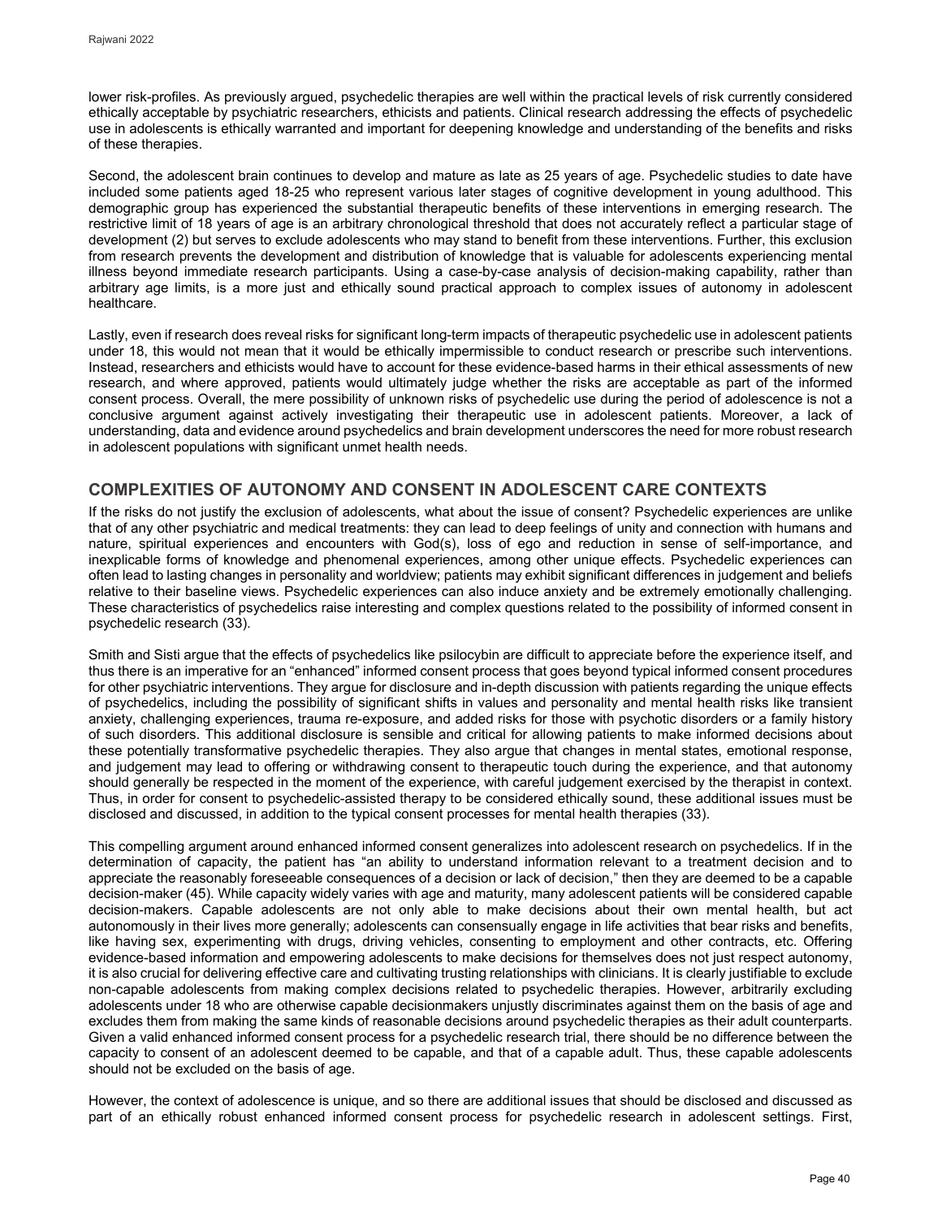lower risk-profiles. As previously argued, psychedelic therapies are well within the practical levels of risk currently considered ethically acceptable by psychiatric researchers, ethicists and patients. Clinical research addressing the effects of psychedelic use in adolescents is ethically warranted and important for deepening knowledge and understanding of the benefits and risks of these therapies.

Second, the adolescent brain continues to develop and mature as late as 25 years of age. Psychedelic studies to date have included some patients aged 18-25 who represent various later stages of cognitive development in young adulthood. This demographic group has experienced the substantial therapeutic benefits of these interventions in emerging research. The restrictive limit of 18 years of age is an arbitrary chronological threshold that does not accurately reflect a particular stage of development (2) but serves to exclude adolescents who may stand to benefit from these interventions. Further, this exclusion from research prevents the development and distribution of knowledge that is valuable for adolescents experiencing mental illness beyond immediate research participants. Using a case-by-case analysis of decision-making capability, rather than arbitrary age limits, is a more just and ethically sound practical approach to complex issues of autonomy in adolescent healthcare.

Lastly, even if research does reveal risks for significant long-term impacts of therapeutic psychedelic use in adolescent patients under 18, this would not mean that it would be ethically impermissible to conduct research or prescribe such interventions. Instead, researchers and ethicists would have to account for these evidence-based harms in their ethical assessments of new research, and where approved, patients would ultimately judge whether the risks are acceptable as part of the informed consent process. Overall, the mere possibility of unknown risks of psychedelic use during the period of adolescence is not a conclusive argument against actively investigating their therapeutic use in adolescent patients. Moreover, a lack of understanding, data and evidence around psychedelics and brain development underscores the need for more robust research in adolescent populations with significant unmet health needs.

## COMPLEXITIES OF AUTONOMY AND CONSENT IN ADOLESCENT CARE CONTEXTS

If the risks do not justify the exclusion of adolescents, what about the issue of consent? Psychedelic experiences are unlike that of any other psychiatric and medical treatments: they can lead to deep feelings of unity and connection with humans and nature, spiritual experiences and encounters with God(s), loss of ego and reduction in sense of self-importance, and inexplicable forms of knowledge and phenomenal experiences, among other unique effects. Psychedelic experiences can often lead to lasting changes in personality and worldview; patients may exhibit significant differences in judgement and beliefs relative to their baseline views. Psychedelic experiences can also induce anxiety and be extremely emotionally challenging. These characteristics of psychedelics raise interesting and complex questions related to the possibility of informed consent in psychedelic research (33).

Smith and Sisti argue that the effects of psychedelics like psilocybin are difficult to appreciate before the experience itself, and thus there is an imperative for an "enhanced" informed consent process that goes beyond typical informed consent procedures for other psychiatric interventions. They argue for disclosure and in-depth discussion with patients regarding the unique effects of psychedelics, including the possibility of significant shifts in values and personality and mental health risks like transient anxiety, challenging experiences, trauma re-exposure, and added risks for those with psychotic disorders or a family history of such disorders. This additional disclosure is sensible and critical for allowing patients to make informed decisions about these potentially transformative psychedelic therapies. They also argue that changes in mental states, emotional response, and judgement may lead to offering or withdrawing consent to therapeutic touch during the experience, and that autonomy should generally be respected in the moment of the experience, with careful judgement exercised by the therapist in context. Thus, in order for consent to psychedelic-assisted therapy to be considered ethically sound, these additional issues must be disclosed and discussed, in addition to the typical consent processes for mental health therapies (33).

This compelling argument around enhanced informed consent generalizes into adolescent research on psychedelics. If in the determination of capacity, the patient has "an ability to understand information relevant to a treatment decision and to appreciate the reasonably foreseeable consequences of a decision or lack of decision," then they are deemed to be a capable decision-maker (45). While capacity widely varies with age and maturity, many adolescent patients will be considered capable decision-makers. Capable adolescents are not only able to make decisions about their own mental health, but act autonomously in their lives more generally; adolescents can consensually engage in life activities that bear risks and benefits, like having sex, experimenting with drugs, driving vehicles, consenting to employment and other contracts, etc. Offering evidence-based information and empowering adolescents to make decisions for themselves does not just respect autonomy, it is also crucial for delivering effective care and cultivating trusting relationships with clinicians. It is clearly justifiable to exclude non-capable adolescents from making complex decisions related to psychedelic therapies. However, arbitrarily excluding adolescents under 18 who are otherwise capable decisionmakers unjustly discriminates against them on the basis of age and excludes them from making the same kinds of reasonable decisions around psychedelic therapies as their adult counterparts. Given a valid enhanced informed consent process for a psychedelic research trial, there should be no difference between the capacity to consent of an adolescent deemed to be capable, and that of a capable adult. Thus, these capable adolescents should not be excluded on the basis of age.

However, the context of adolescence is unique, and so there are additional issues that should be disclosed and discussed as part of an ethically robust enhanced informed consent process for psychedelic research in adolescent settings. First,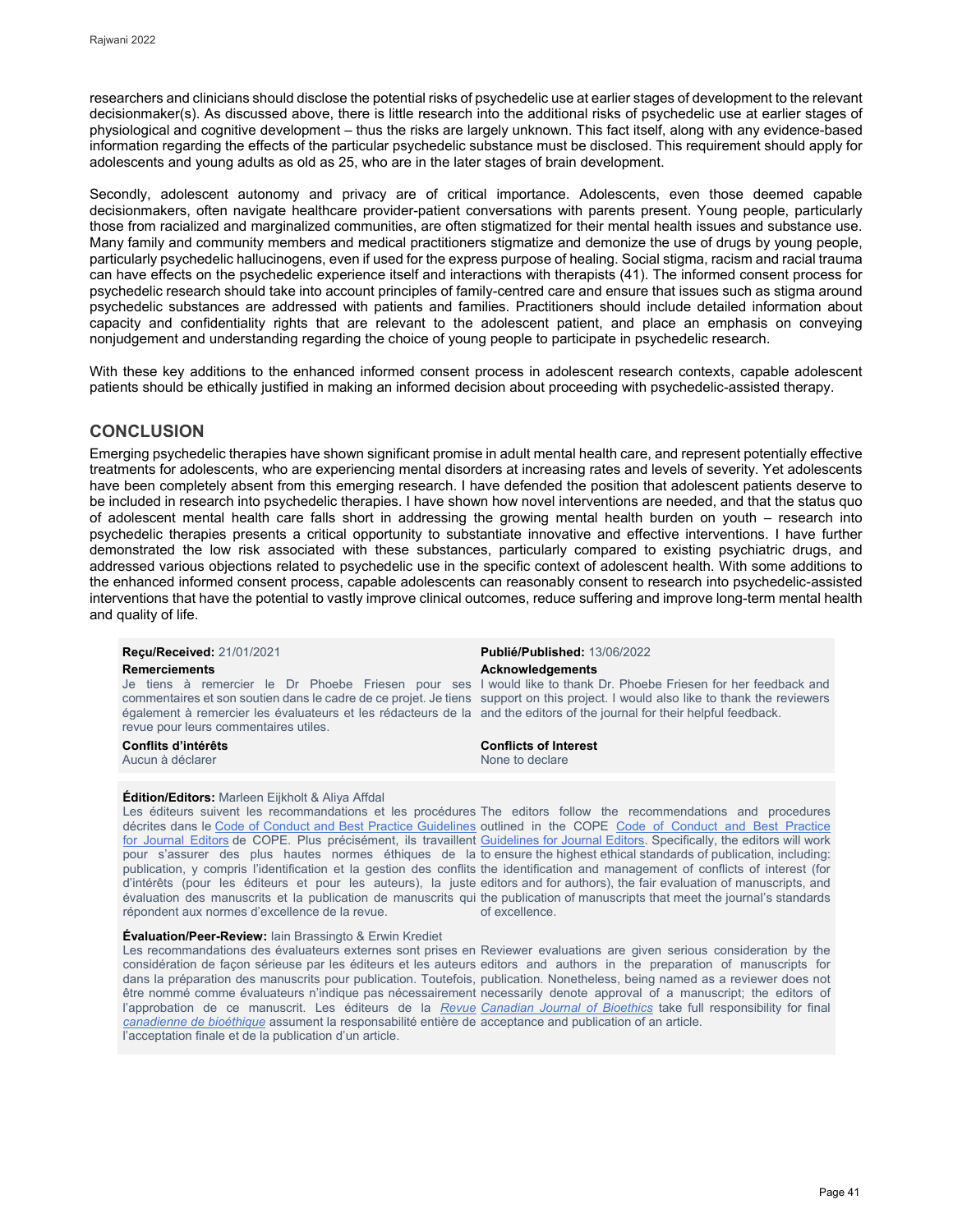researchers and clinicians should disclose the potential risks of psychedelic use at earlier stages of development to the relevant decisionmaker(s). As discussed above, there is little research into the additional risks of psychedelic use at earlier stages of physiological and cognitive development – thus the risks are largely unknown. This fact itself, along with any evidence-based information regarding the effects of the particular psychedelic substance must be disclosed. This requirement should apply for adolescents and young adults as old as 25, who are in the later stages of brain development.

Secondly, adolescent autonomy and privacy are of critical importance. Adolescents, even those deemed capable decisionmakers, often navigate healthcare provider-patient conversations with parents present. Young people, particularly those from racialized and marginalized communities, are often stigmatized for their mental health issues and substance use. Many family and community members and medical practitioners stigmatize and demonize the use of drugs by young people, particularly psychedelic hallucinogens, even if used for the express purpose of healing. Social stigma, racism and racial trauma can have effects on the psychedelic experience itself and interactions with therapists (41). The informed consent process for psychedelic research should take into account principles of family-centred care and ensure that issues such as stigma around psychedelic substances are addressed with patients and families. Practitioners should include detailed information about capacity and confidentiality rights that are relevant to the adolescent patient, and place an emphasis on conveying nonjudgement and understanding regarding the choice of young people to participate in psychedelic research.

With these key additions to the enhanced informed consent process in adolescent research contexts, capable adolescent patients should be ethically justified in making an informed decision about proceeding with psychedelic-assisted therapy.

## CONCLUSION

Emerging psychedelic therapies have shown significant promise in adult mental health care, and represent potentially effective treatments for adolescents, who are experiencing mental disorders at increasing rates and levels of severity. Yet adolescents have been completely absent from this emerging research. I have defended the position that adolescent patients deserve to be included in research into psychedelic therapies. I have shown how novel interventions are needed, and that the status quo of adolescent mental health care falls short in addressing the growing mental health burden on youth – research into psychedelic therapies presents a critical opportunity to substantiate innovative and effective interventions. I have further demonstrated the low risk associated with these substances, particularly compared to existing psychiatric drugs, and addressed various objections related to psychedelic use in the specific context of adolescent health. With some additions to the enhanced informed consent process, capable adolescents can reasonably consent to research into psychedelic-assisted interventions that have the potential to vastly improve clinical outcomes, reduce suffering and improve long-term mental health and quality of life.

**Reçu/Received:** 21/01/2021

**Publié/Published:** 13/06/2022

**Remerciements**

Je tiens à remercier le Dr Phoebe Friesen pour ses commentaires et son soutien dans le cadre de ce projet. Je tiens également à remercier les évaluateurs et les rédacteurs de la revue pour leurs commentaires utiles.

**Acknowledgements**

I would like to thank Dr. Phoebe Friesen for her feedback and support on this project. I would also like to thank the reviewers and the editors of the journal for their helpful feedback.

**Conflits d'intérêts**

Aucun à déclarer

**Conflicts of Interest**

None to declare

**Édition/Editors:** Marleen Eijkholt & Aliya Affdal

Les éditeurs suivent les recommandations et les procédures décrites dans le Code of Conduct and Best Practice Guidelines for Journal Editors de COPE. Plus précisément, ils travaillent pour s'assurer des plus hautes normes éthiques de la publication, y compris l'identification et la gestion des conflits d'intérêts (pour les éditeurs et pour les auteurs), la juste évaluation des manuscrits et la publication de manuscrits qui répondent aux normes d'excellence de la revue.

The editors follow the recommendations and procedures outlined in the COPE Code of Conduct and Best Practice Guidelines for Journal Editors. Specifically, the editors will work to ensure the highest ethical standards of publication, including: the identification and management of conflicts of interest (for editors and for authors), the fair evaluation of manuscripts, and the publication of manuscripts that meet the journal's standards of excellence.

**Évaluation/Peer-Review:** Iain Brassington & Erwin Krediet

Les recommandations des évaluateurs externes sont prises en considération de façon sérieuse par les éditeurs et les auteurs dans la préparation des manuscrits pour publication. Toutefois, être nommé comme évaluateurs n'indique pas nécessairement l'approbation de ce manuscrit. Les éditeurs de la *Revue canadienne de bioéthique* assument la responsabilité entière de l'acceptation finale et de la publication d'un article.

Reviewer evaluations are given serious consideration by the editors and authors in the preparation of manuscripts for publication. Nonetheless, being named as a reviewer does not necessarily denote approval of a manuscript; the editors of *Canadian Journal of Bioethics* take full responsibility for final acceptance and publication of an article.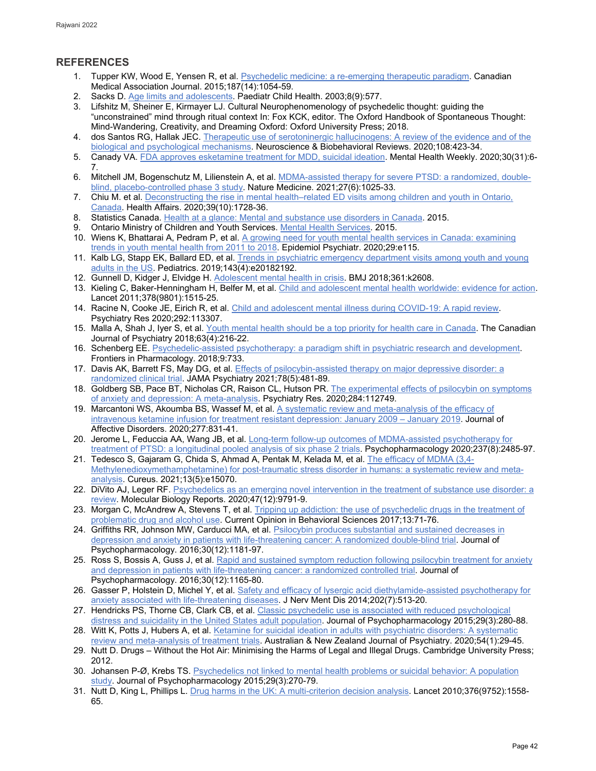## REFERENCES

1. Tupper KW, Wood E, Yensen R, et al. Psychedelic medicine: a re-emerging therapeutic paradigm. Canadian Medical Association Journal. 2015;187(14):1054-59.
2. Sacks D. Age limits and adolescents. Paediatr Child Health. 2003;8(9):577.
3. Lifshitz M, Sheiner E, Kirmayer LJ. Cultural Neurophenomenology of psychedelic thought: guiding the "unconstrained" mind through ritual context In: Fox KCK, editor. The Oxford Handbook of Spontaneous Thought: Mind-Wandering, Creativity, and Dreaming Oxford: Oxford University Press; 2018.
4. dos Santos RG, Hallak JEC. Therapeutic use of serotoninergic hallucinogens: A review of the evidence and of the biological and psychological mechanisms. Neuroscience & Biobehavioral Reviews. 2020;108:423-34.
5. Canady VA. FDA approves esketamine treatment for MDD, suicidal ideation. Mental Health Weekly. 2020;30(31):6-7.
6. Mitchell JM, Bogenschutz M, Lilienstein A, et al. MDMA-assisted therapy for severe PTSD: a randomized, double-blind, placebo-controlled phase 3 study. Nature Medicine. 2021;27(6):1025-33.
7. Chiu M. et al. Deconstructing the rise in mental health–related ED visits among children and youth in Ontario, Canada. Health Affairs. 2020;39(10):1728-36.
8. Statistics Canada. Health at a glance: Mental and substance use disorders in Canada. 2015.
9. Ontario Ministry of Children and Youth Services. Mental Health Services. 2015.
10. Wiens K, Bhattarai A, Pedram P, et al. A growing need for youth mental health services in Canada: examining trends in youth mental health from 2011 to 2018. Epidemiol Psychiatr. 2020;29:e115.
11. Kalb LG, Stapp EK, Ballard ED, et al. Trends in psychiatric emergency department visits among youth and young adults in the US. Pediatrics. 2019;143(4):e20182192.
12. Gunnell D, Kidger J, Elvidge H. Adolescent mental health in crisis. BMJ 2018;361:k2608.
13. Kieling C, Baker-Henningham H, Belfer M, et al. Child and adolescent mental health worldwide: evidence for action. Lancet 2011;378(9801):1515-25.
14. Racine N, Cooke JE, Eirich R, et al. Child and adolescent mental illness during COVID-19: A rapid review. Psychiatry Res 2020;292:113307.
15. Malla A, Shah J, Iyer S, et al. Youth mental health should be a top priority for health care in Canada. The Canadian Journal of Psychiatry 2018;63(4):216-22.
16. Schenberg EE. Psychedelic-assisted psychotherapy: a paradigm shift in psychiatric research and development. Frontiers in Pharmacology. 2018;9:733.
17. Davis AK, Barrett FS, May DG, et al. Effects of psilocybin-assisted therapy on major depressive disorder: a randomized clinical trial. JAMA Psychiatry 2021;78(5):481-89.
18. Goldberg SB, Pace BT, Nicholas CR, Raison CL, Hutson PR. The experimental effects of psilocybin on symptoms of anxiety and depression: A meta-analysis. Psychiatry Res. 2020;284:112749.
19. Marcantoni WS, Akoumba BS, Wassef M, et al. A systematic review and meta-analysis of the efficacy of intravenous ketamine infusion for treatment resistant depression: January 2009 – January 2019. Journal of Affective Disorders. 2020;277:831-41.
20. Jerome L, Feduccia AA, Wang JB, et al. Long-term follow-up outcomes of MDMA-assisted psychotherapy for treatment of PTSD: a longitudinal pooled analysis of six phase 2 trials. Psychopharmacology 2020;237(8):2485-97.
21. Tedesco S, Gajaram G, Chida S, Ahmad A, Pentak M, Kelada M, et al. The efficacy of MDMA (3,4-Methylenedioxymethamphetamine) for post-traumatic stress disorder in humans: a systematic review and meta-analysis. Cureus. 2021;13(5):e15070.
22. DiVito AJ, Leger RF. Psychedelics as an emerging novel intervention in the treatment of substance use disorder: a review. Molecular Biology Reports. 2020;47(12):9791-9.
23. Morgan C, McAndrew A, Stevens T, et al. Tripping up addiction: the use of psychedelic drugs in the treatment of problematic drug and alcohol use. Current Opinion in Behavioral Sciences 2017;13:71-76.
24. Griffiths RR, Johnson MW, Carducci MA, et al. Psilocybin produces substantial and sustained decreases in depression and anxiety in patients with life-threatening cancer: A randomized double-blind trial. Journal of Psychopharmacology. 2016;30(12):1181-97.
25. Ross S, Bossis A, Guss J, et al. Rapid and sustained symptom reduction following psilocybin treatment for anxiety and depression in patients with life-threatening cancer: a randomized controlled trial. Journal of Psychopharmacology. 2016;30(12):1165-80.
26. Gasser P, Holstein D, Michel Y, et al. Safety and efficacy of lysergic acid diethylamide-assisted psychotherapy for anxiety associated with life-threatening diseases. J Nerv Ment Dis 2014;202(7):513-20.
27. Hendricks PS, Thorne CB, Clark CB, et al. Classic psychedelic use is associated with reduced psychological distress and suicidality in the United States adult population. Journal of Psychopharmacology 2015;29(3):280-88.
28. Witt K, Potts J, Hubers A, et al. Ketamine for suicidal ideation in adults with psychiatric disorders: A systematic review and meta-analysis of treatment trials. Australian & New Zealand Journal of Psychiatry. 2020;54(1):29-45.
29. Nutt D. Drugs – Without the Hot Air: Minimising the Harms of Legal and Illegal Drugs. Cambridge University Press; 2012.
30. Johansen P-Ø, Krebs TS. Psychedelics not linked to mental health problems or suicidal behavior: A population study. Journal of Psychopharmacology 2015;29(3):270-79.
31. Nutt D, King L, Phillips L. Drug harms in the UK: A multi-criterion decision analysis. Lancet 2010;376(9752):1558-65.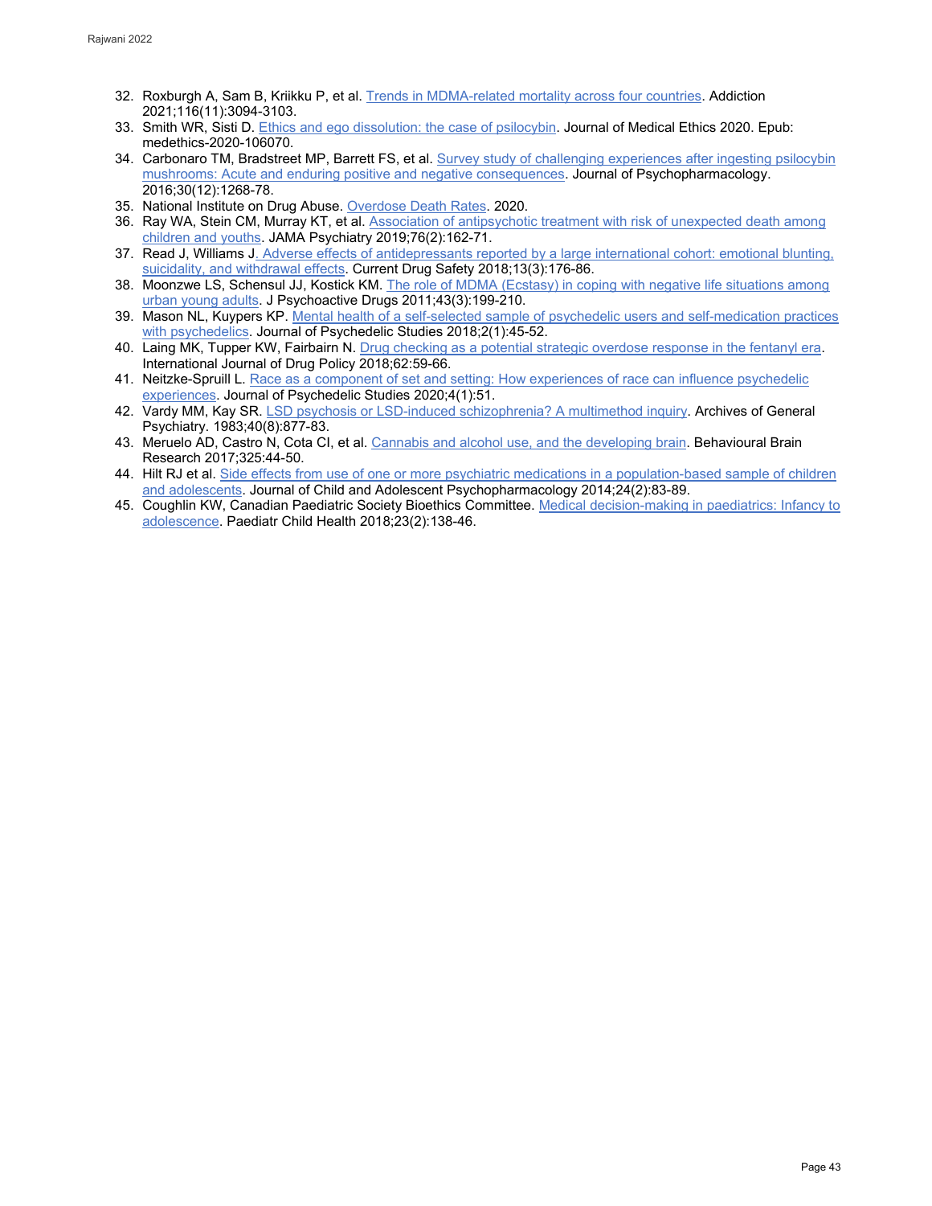32. Roxburgh A, Sam B, Kriikku P, et al. Trends in MDMA-related mortality across four countries. Addiction 2021;116(11):3094-3103.
33. Smith WR, Sisti D. Ethics and ego dissolution: the case of psilocybin. Journal of Medical Ethics 2020. Epub: medethics-2020-106070.
34. Carbonaro TM, Bradstreet MP, Barrett FS, et al. Survey study of challenging experiences after ingesting psilocybin mushrooms: Acute and enduring positive and negative consequences. Journal of Psychopharmacology. 2016;30(12):1268-78.
35. National Institute on Drug Abuse. Overdose Death Rates. 2020.
36. Ray WA, Stein CM, Murray KT, et al. Association of antipsychotic treatment with risk of unexpected death among children and youths. JAMA Psychiatry 2019;76(2):162-71.
37. Read J, Williams J. Adverse effects of antidepressants reported by a large international cohort: emotional blunting, suicidality, and withdrawal effects. Current Drug Safety 2018;13(3):176-86.
38. Moonzwe LS, Schensul JJ, Kostick KM. The role of MDMA (Ecstasy) in coping with negative life situations among urban young adults. J Psychoactive Drugs 2011;43(3):199-210.
39. Mason NL, Kuypers KP. Mental health of a self-selected sample of psychedelic users and self-medication practices with psychedelics. Journal of Psychedelic Studies 2018;2(1):45-52.
40. Laing MK, Tupper KW, Fairbairn N. Drug checking as a potential strategic overdose response in the fentanyl era. International Journal of Drug Policy 2018;62:59-66.
41. Neitzke-Spruill L. Race as a component of set and setting: How experiences of race can influence psychedelic experiences. Journal of Psychedelic Studies 2020;4(1):51.
42. Vardy MM, Kay SR. LSD psychosis or LSD-induced schizophrenia? A multimethod inquiry. Archives of General Psychiatry. 1983;40(8):877-83.
43. Meruelo AD, Castro N, Cota CI, et al. Cannabis and alcohol use, and the developing brain. Behavioural Brain Research 2017;325:44-50.
44. Hilt RJ et al. Side effects from use of one or more psychiatric medications in a population-based sample of children and adolescents. Journal of Child and Adolescent Psychopharmacology 2014;24(2):83-89.
45. Coughlin KW, Canadian Paediatric Society Bioethics Committee. Medical decision-making in paediatrics: Infancy to adolescence. Paediatr Child Health 2018;23(2):138-46.